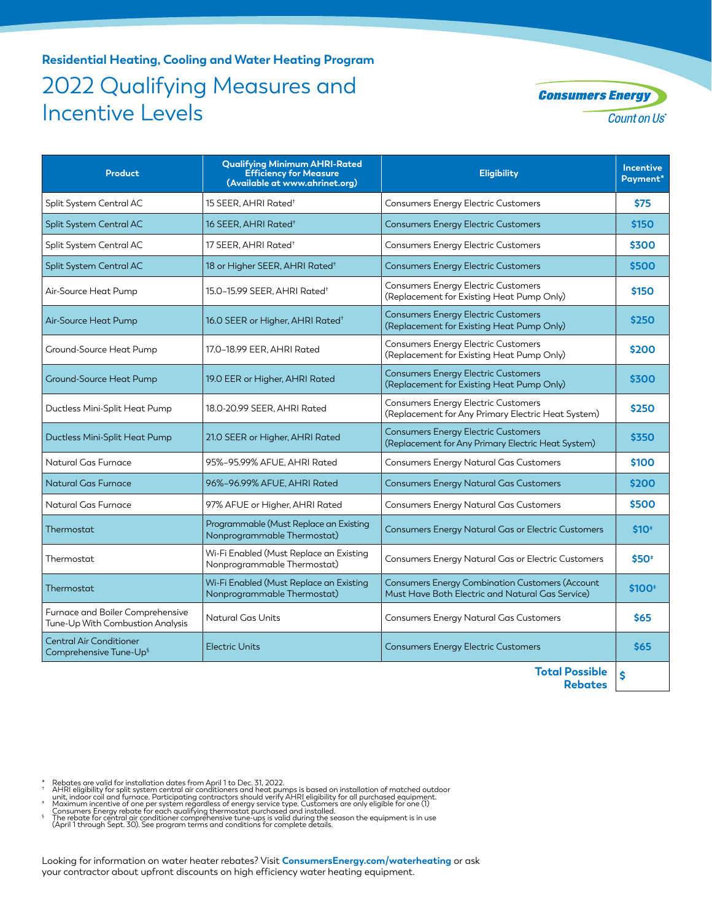**Residential Heating, Cooling and Water Heating Program**

# 2022 Qualifying Measures and Incentive Levels

Consumers Energy
Count on Us®

| Product | Qualifying Minimum AHRI-Rated Efficiency for Measure (Available at www.ahrinet.org) | Eligibility | Incentive Payment* |
|---|---|---|---|
| Split System Central AC | 15 SEER, AHRI Rated† | Consumers Energy Electric Customers | $75 |
| Split System Central AC | 16 SEER, AHRI Rated† | Consumers Energy Electric Customers | $150 |
| Split System Central AC | 17 SEER, AHRI Rated† | Consumers Energy Electric Customers | $300 |
| Split System Central AC | 18 or Higher SEER, AHRI Rated† | Consumers Energy Electric Customers | $500 |
| Air-Source Heat Pump | 15.0–15.99 SEER, AHRI Rated† | Consumers Energy Electric Customers (Replacement for Existing Heat Pump Only) | $150 |
| Air-Source Heat Pump | 16.0 SEER or Higher, AHRI Rated† | Consumers Energy Electric Customers (Replacement for Existing Heat Pump Only) | $250 |
| Ground-Source Heat Pump | 17.0–18.99 EER, AHRI Rated | Consumers Energy Electric Customers (Replacement for Existing Heat Pump Only) | $200 |
| Ground-Source Heat Pump | 19.0 EER or Higher, AHRI Rated | Consumers Energy Electric Customers (Replacement for Existing Heat Pump Only) | $300 |
| Ductless Mini-Split Heat Pump | 18.0-20.99 SEER, AHRI Rated | Consumers Energy Electric Customers (Replacement for Any Primary Electric Heat System) | $250 |
| Ductless Mini-Split Heat Pump | 21.0 SEER or Higher, AHRI Rated | Consumers Energy Electric Customers (Replacement for Any Primary Electric Heat System) | $350 |
| Natural Gas Furnace | 95%–95.99% AFUE, AHRI Rated | Consumers Energy Natural Gas Customers | $100 |
| Natural Gas Furnace | 96%–96.99% AFUE, AHRI Rated | Consumers Energy Natural Gas Customers | $200 |
| Natural Gas Furnace | 97% AFUE or Higher, AHRI Rated | Consumers Energy Natural Gas Customers | $500 |
| Thermostat | Programmable (Must Replace an Existing Nonprogrammable Thermostat) | Consumers Energy Natural Gas or Electric Customers | $10‡ |
| Thermostat | Wi-Fi Enabled (Must Replace an Existing Nonprogrammable Thermostat) | Consumers Energy Natural Gas or Electric Customers | $50‡ |
| Thermostat | Wi-Fi Enabled (Must Replace an Existing Nonprogrammable Thermostat) | Consumers Energy Combination Customers (Account Must Have Both Electric and Natural Gas Service) | $100‡ |
| Furnace and Boiler Comprehensive Tune-Up With Combustion Analysis | Natural Gas Units | Consumers Energy Natural Gas Customers | $65 |
| Central Air Conditioner Comprehensive Tune-Up§ | Electric Units | Consumers Energy Electric Customers | $65 |
| | | **Total Possible Rebates** | $ |

\* Rebates are valid for installation dates from April 1 to Dec. 31, 2022.
† AHRI eligibility for split system central air conditioners and heat pumps is based on installation of matched outdoor unit, indoor coil and furnace. Participating contractors should verify AHRI eligibility for all purchased equipment.
‡ Maximum incentive of one per system regardless of energy service type. Customers are only eligible for one (1) Consumers Energy rebate for each qualifying thermostat purchased and installed.
§ The rebate for central air conditioner comprehensive tune-ups is valid during the season the equipment is in use (April 1 through Sept. 30). See program terms and conditions for complete details.

Looking for information on water heater rebates? Visit **ConsumersEnergy.com/waterheating** or ask your contractor about upfront discounts on high efficiency water heating equipment.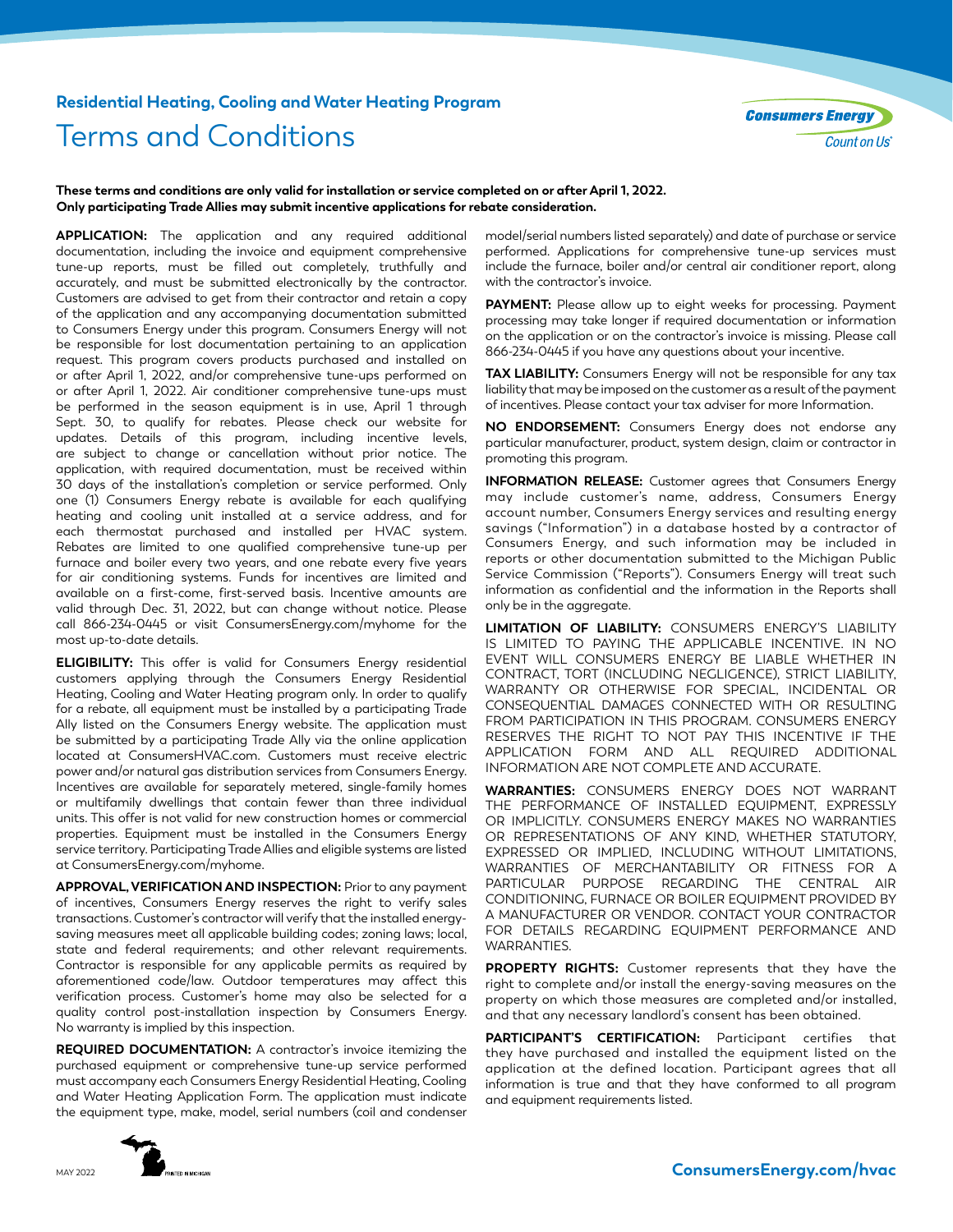## Residential Heating, Cooling and Water Heating Program

# Terms and Conditions

**These terms and conditions are only valid for installation or service completed on or after April 1, 2022. Only participating Trade Allies may submit incentive applications for rebate consideration.**

**APPLICATION:** The application and any required additional documentation, including the invoice and equipment comprehensive tune-up reports, must be filled out completely, truthfully and accurately, and must be submitted electronically by the contractor. Customers are advised to get from their contractor and retain a copy of the application and any accompanying documentation submitted to Consumers Energy under this program. Consumers Energy will not be responsible for lost documentation pertaining to an application request. This program covers products purchased and installed on or after April 1, 2022, and/or comprehensive tune-ups performed on or after April 1, 2022. Air conditioner comprehensive tune-ups must be performed in the season equipment is in use, April 1 through Sept. 30, to qualify for rebates. Please check our website for updates. Details of this program, including incentive levels, are subject to change or cancellation without prior notice. The application, with required documentation, must be received within 30 days of the installation's completion or service performed. Only one (1) Consumers Energy rebate is available for each qualifying heating and cooling unit installed at a service address, and for each thermostat purchased and installed per HVAC system. Rebates are limited to one qualified comprehensive tune-up per furnace and boiler every two years, and one rebate every five years for air conditioning systems. Funds for incentives are limited and available on a first-come, first-served basis. Incentive amounts are valid through Dec. 31, 2022, but can change without notice. Please call 866-234-0445 or visit ConsumersEnergy.com/myhome for the most up-to-date details.

**ELIGIBILITY:** This offer is valid for Consumers Energy residential customers applying through the Consumers Energy Residential Heating, Cooling and Water Heating program only. In order to qualify for a rebate, all equipment must be installed by a participating Trade Ally listed on the Consumers Energy website. The application must be submitted by a participating Trade Ally via the online application located at ConsumersHVAC.com. Customers must receive electric power and/or natural gas distribution services from Consumers Energy. Incentives are available for separately metered, single-family homes or multifamily dwellings that contain fewer than three individual units. This offer is not valid for new construction homes or commercial properties. Equipment must be installed in the Consumers Energy service territory. Participating Trade Allies and eligible systems are listed at ConsumersEnergy.com/myhome.

**APPROVAL, VERIFICATION AND INSPECTION:** Prior to any payment of incentives, Consumers Energy reserves the right to verify sales transactions. Customer's contractor will verify that the installed energy-saving measures meet all applicable building codes; zoning laws; local, state and federal requirements; and other relevant requirements. Contractor is responsible for any applicable permits as required by aforementioned code/law. Outdoor temperatures may affect this verification process. Customer's home may also be selected for a quality control post-installation inspection by Consumers Energy. No warranty is implied by this inspection.

**REQUIRED DOCUMENTATION:** A contractor's invoice itemizing the purchased equipment or comprehensive tune-up service performed must accompany each Consumers Energy Residential Heating, Cooling and Water Heating Application Form. The application must indicate the equipment type, make, model, serial numbers (coil and condenser model/serial numbers listed separately) and date of purchase or service performed. Applications for comprehensive tune-up services must include the furnace, boiler and/or central air conditioner report, along with the contractor's invoice.

**PAYMENT:** Please allow up to eight weeks for processing. Payment processing may take longer if required documentation or information on the application or on the contractor's invoice is missing. Please call 866-234-0445 if you have any questions about your incentive.

**TAX LIABILITY:** Consumers Energy will not be responsible for any tax liability that may be imposed on the customer as a result of the payment of incentives. Please contact your tax adviser for more Information.

**NO ENDORSEMENT:** Consumers Energy does not endorse any particular manufacturer, product, system design, claim or contractor in promoting this program.

**INFORMATION RELEASE:** Customer agrees that Consumers Energy may include customer's name, address, Consumers Energy account number, Consumers Energy services and resulting energy savings ("Information") in a database hosted by a contractor of Consumers Energy, and such information may be included in reports or other documentation submitted to the Michigan Public Service Commission ("Reports"). Consumers Energy will treat such information as confidential and the information in the Reports shall only be in the aggregate.

**LIMITATION OF LIABILITY:** CONSUMERS ENERGY'S LIABILITY IS LIMITED TO PAYING THE APPLICABLE INCENTIVE. IN NO EVENT WILL CONSUMERS ENERGY BE LIABLE WHETHER IN CONTRACT, TORT (INCLUDING NEGLIGENCE), STRICT LIABILITY, WARRANTY OR OTHERWISE FOR SPECIAL, INCIDENTAL OR CONSEQUENTIAL DAMAGES CONNECTED WITH OR RESULTING FROM PARTICIPATION IN THIS PROGRAM. CONSUMERS ENERGY RESERVES THE RIGHT TO NOT PAY THIS INCENTIVE IF THE APPLICATION FORM AND ALL REQUIRED ADDITIONAL INFORMATION ARE NOT COMPLETE AND ACCURATE.

**WARRANTIES:** CONSUMERS ENERGY DOES NOT WARRANT THE PERFORMANCE OF INSTALLED EQUIPMENT, EXPRESSLY OR IMPLICITLY. CONSUMERS ENERGY MAKES NO WARRANTIES OR REPRESENTATIONS OF ANY KIND, WHETHER STATUTORY, EXPRESSED OR IMPLIED, INCLUDING WITHOUT LIMITATIONS, WARRANTIES OF MERCHANTABILITY OR FITNESS FOR A PARTICULAR PURPOSE REGARDING THE CENTRAL AIR CONDITIONING, FURNACE OR BOILER EQUIPMENT PROVIDED BY A MANUFACTURER OR VENDOR. CONTACT YOUR CONTRACTOR FOR DETAILS REGARDING EQUIPMENT PERFORMANCE AND WARRANTIES.

**PROPERTY RIGHTS:** Customer represents that they have the right to complete and/or install the energy-saving measures on the property on which those measures are completed and/or installed, and that any necessary landlord's consent has been obtained.

**PARTICIPANT'S CERTIFICATION:** Participant certifies that they have purchased and installed the equipment listed on the application at the defined location. Participant agrees that all information is true and that they have conformed to all program and equipment requirements listed.

MAY 2022

ConsumersEnergy.com/hvac